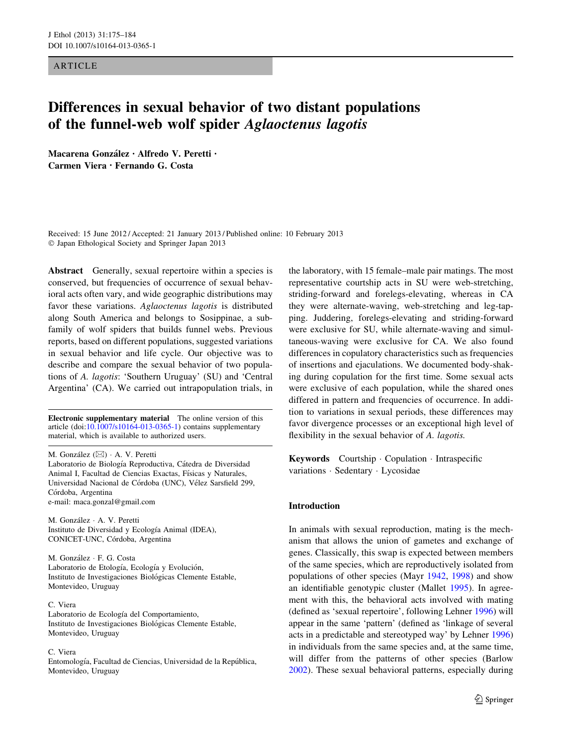ARTICLE

# Differences in sexual behavior of two distant populations of the funnel-web wolf spider *Aglaoctenus lagotis*

**Macarena González · Alfredo V. Peretti · Carmen Viera · Fernando G. Costa**

Received: 15 June 2012 / Accepted: 21 January 2013 / Published online: 10 February 2013
© Japan Ethological Society and Springer Japan 2013

**Abstract** Generally, sexual repertoire within a species is conserved, but frequencies of occurrence of sexual behavioral acts often vary, and wide geographic distributions may favor these variations. *Aglaoctenus lagotis* is distributed along South America and belongs to Sosippinae, a subfamily of wolf spiders that builds funnel webs. Previous reports, based on different populations, suggested variations in sexual behavior and life cycle. Our objective was to describe and compare the sexual behavior of two populations of *A. lagotis*: 'Southern Uruguay' (SU) and 'Central Argentina' (CA). We carried out intrapopulation trials, in the laboratory, with 15 female–male pair matings. The most representative courtship acts in SU were web-stretching, striding-forward and forelegs-elevating, whereas in CA they were alternate-waving, web-stretching and leg-tapping. Juddering, forelegs-elevating and striding-forward were exclusive for SU, while alternate-waving and simultaneous-waving were exclusive for CA. We also found differences in copulatory characteristics such as frequencies of insertions and ejaculations. We documented body-shaking during copulation for the first time. Some sexual acts were exclusive of each population, while the shared ones differed in pattern and frequencies of occurrence. In addition to variations in sexual periods, these differences may favor divergence processes or an exceptional high level of flexibility in the sexual behavior of *A. lagotis.*

**Keywords** Courtship · Copulation · Intraspecific variations · Sedentary · Lycosidae

**Electronic supplementary material** The online version of this article (doi:10.1007/s10164-013-0365-1) contains supplementary material, which is available to authorized users.

M. González (✉) · A. V. Peretti
Laboratorio de Biología Reproductiva, Cátedra de Diversidad Animal I, Facultad de Ciencias Exactas, Físicas y Naturales, Universidad Nacional de Córdoba (UNC), Vélez Sarsfield 299, Córdoba, Argentina
e-mail: maca.gonzal@gmail.com

M. González · A. V. Peretti
Instituto de Diversidad y Ecología Animal (IDEA), CONICET-UNC, Córdoba, Argentina

M. González · F. G. Costa
Laboratorio de Etología, Ecología y Evolución, Instituto de Investigaciones Biológicas Clemente Estable, Montevideo, Uruguay

C. Viera
Laboratorio de Ecología del Comportamiento, Instituto de Investigaciones Biológicas Clemente Estable, Montevideo, Uruguay

C. Viera
Entomología, Facultad de Ciencias, Universidad de la República, Montevideo, Uruguay

## Introduction

In animals with sexual reproduction, mating is the mechanism that allows the union of gametes and exchange of genes. Classically, this swap is expected between members of the same species, which are reproductively isolated from populations of other species (Mayr 1942, 1998) and show an identifiable genotypic cluster (Mallet 1995). In agreement with this, the behavioral acts involved with mating (defined as 'sexual repertoire', following Lehner 1996) will appear in the same 'pattern' (defined as 'linkage of several acts in a predictable and stereotyped way' by Lehner 1996) in individuals from the same species and, at the same time, will differ from the patterns of other species (Barlow 2002). These sexual behavioral patterns, especially during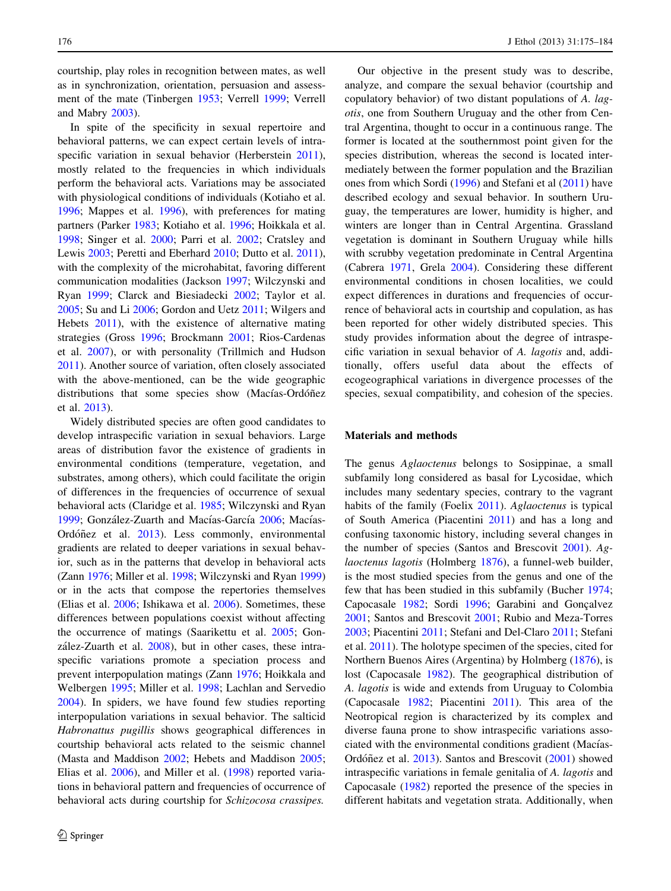courtship, play roles in recognition between mates, as well as in synchronization, orientation, persuasion and assessment of the mate (Tinbergen 1953; Verrell 1999; Verrell and Mabry 2003).

In spite of the specificity in sexual repertoire and behavioral patterns, we can expect certain levels of intraspecific variation in sexual behavior (Herberstein 2011), mostly related to the frequencies in which individuals perform the behavioral acts. Variations may be associated with physiological conditions of individuals (Kotiaho et al. 1996; Mappes et al. 1996), with preferences for mating partners (Parker 1983; Kotiaho et al. 1996; Hoikkala et al. 1998; Singer et al. 2000; Parri et al. 2002; Cratsley and Lewis 2003; Peretti and Eberhard 2010; Dutto et al. 2011), with the complexity of the microhabitat, favoring different communication modalities (Jackson 1997; Wilczynski and Ryan 1999; Clarck and Biesiadecki 2002; Taylor et al. 2005; Su and Li 2006; Gordon and Uetz 2011; Wilgers and Hebets 2011), with the existence of alternative mating strategies (Gross 1996; Brockmann 2001; Rios-Cardenas et al. 2007), or with personality (Trillmich and Hudson 2011). Another source of variation, often closely associated with the above-mentioned, can be the wide geographic distributions that some species show (Macías-Ordóñez et al. 2013).

Widely distributed species are often good candidates to develop intraspecific variation in sexual behaviors. Large areas of distribution favor the existence of gradients in environmental conditions (temperature, vegetation, and substrates, among others), which could facilitate the origin of differences in the frequencies of occurrence of sexual behavioral acts (Claridge et al. 1985; Wilczynski and Ryan 1999; González-Zuarth and Macías-García 2006; Macías-Ordóñez et al. 2013). Less commonly, environmental gradients are related to deeper variations in sexual behavior, such as in the patterns that develop in behavioral acts (Zann 1976; Miller et al. 1998; Wilczynski and Ryan 1999) or in the acts that compose the repertoires themselves (Elias et al. 2006; Ishikawa et al. 2006). Sometimes, these differences between populations coexist without affecting the occurrence of matings (Saarikettu et al. 2005; González-Zuarth et al. 2008), but in other cases, these intraspecific variations promote a speciation process and prevent interpopulation matings (Zann 1976; Hoikkala and Welbergen 1995; Miller et al. 1998; Lachlan and Servedio 2004). In spiders, we have found few studies reporting interpopulation variations in sexual behavior. The salticid *Habronattus pugillis* shows geographical differences in courtship behavioral acts related to the seismic channel (Masta and Maddison 2002; Hebets and Maddison 2005; Elias et al. 2006), and Miller et al. (1998) reported variations in behavioral pattern and frequencies of occurrence of behavioral acts during courtship for *Schizocosa crassipes*.

Our objective in the present study was to describe, analyze, and compare the sexual behavior (courtship and copulatory behavior) of two distant populations of *A. lagotis*, one from Southern Uruguay and the other from Central Argentina, thought to occur in a continuous range. The former is located at the southernmost point given for the species distribution, whereas the second is located intermediately between the former population and the Brazilian ones from which Sordi (1996) and Stefani et al (2011) have described ecology and sexual behavior. In southern Uruguay, the temperatures are lower, humidity is higher, and winters are longer than in Central Argentina. Grassland vegetation is dominant in Southern Uruguay while hills with scrubby vegetation predominate in Central Argentina (Cabrera 1971, Grela 2004). Considering these different environmental conditions in chosen localities, we could expect differences in durations and frequencies of occurrence of behavioral acts in courtship and copulation, as has been reported for other widely distributed species. This study provides information about the degree of intraspecific variation in sexual behavior of *A. lagotis* and, additionally, offers useful data about the effects of ecogeographical variations in divergence processes of the species, sexual compatibility, and cohesion of the species.

## Materials and methods

The genus *Aglaoctenus* belongs to Sosippinae, a small subfamily long considered as basal for Lycosidae, which includes many sedentary species, contrary to the vagrant habits of the family (Foelix 2011). *Aglaoctenus* is typical of South America (Piacentini 2011) and has a long and confusing taxonomic history, including several changes in the number of species (Santos and Brescovit 2001). *Aglaoctenus lagotis* (Holmberg 1876), a funnel-web builder, is the most studied species from the genus and one of the few that has been studied in this subfamily (Bucher 1974; Capocasale 1982; Sordi 1996; Garabini and Gonçalvez 2001; Santos and Brescovit 2001; Rubio and Meza-Torres 2003; Piacentini 2011; Stefani and Del-Claro 2011; Stefani et al. 2011). The holotype specimen of the species, cited for Northern Buenos Aires (Argentina) by Holmberg (1876), is lost (Capocasale 1982). The geographical distribution of *A. lagotis* is wide and extends from Uruguay to Colombia (Capocasale 1982; Piacentini 2011). This area of the Neotropical region is characterized by its complex and diverse fauna prone to show intraspecific variations associated with the environmental conditions gradient (Macías-Ordóñez et al. 2013). Santos and Brescovit (2001) showed intraspecific variations in female genitalia of *A. lagotis* and Capocasale (1982) reported the presence of the species in different habitats and vegetation strata. Additionally, when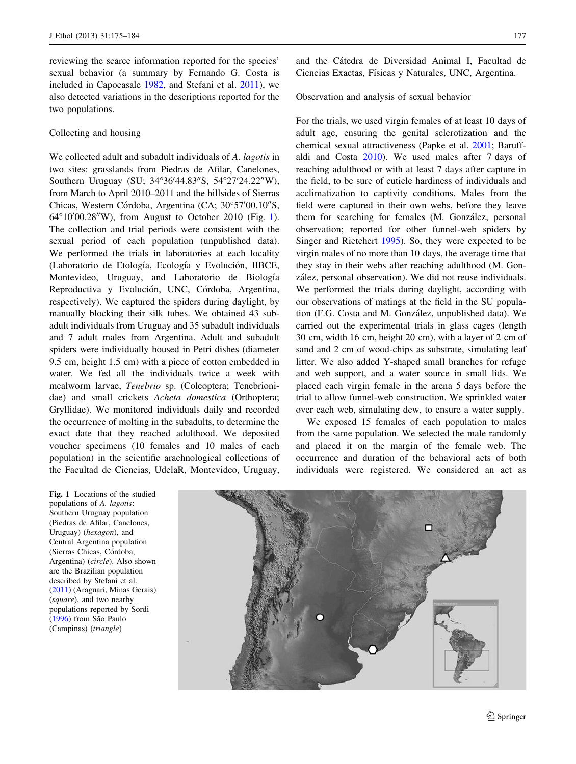reviewing the scarce information reported for the species' sexual behavior (a summary by Fernando G. Costa is included in Capocasale 1982, and Stefani et al. 2011), we also detected variations in the descriptions reported for the two populations.

### Collecting and housing

We collected adult and subadult individuals of *A. lagotis* in two sites: grasslands from Piedras de Afilar, Canelones, Southern Uruguay (SU; 34°36′44.83″S, 54°27′24.22″W), from March to April 2010–2011 and the hillsides of Sierras Chicas, Western Córdoba, Argentina (CA; 30°57′00.10″S, 64°10′00.28″W), from August to October 2010 (Fig. 1). The collection and trial periods were consistent with the sexual period of each population (unpublished data). We performed the trials in laboratories at each locality (Laboratorio de Etología, Ecología y Evolución, IIBCE, Montevideo, Uruguay, and Laboratorio de Biología Reproductiva y Evolución, UNC, Córdoba, Argentina, respectively). We captured the spiders during daylight, by manually blocking their silk tubes. We obtained 43 subadult individuals from Uruguay and 35 subadult individuals and 7 adult males from Argentina. Adult and subadult spiders were individually housed in Petri dishes (diameter 9.5 cm, height 1.5 cm) with a piece of cotton embedded in water. We fed all the individuals twice a week with mealworm larvae, *Tenebrio* sp. (Coleoptera; Tenebrionidae) and small crickets *Acheta domestica* (Orthoptera; Gryllidae). We monitored individuals daily and recorded the occurrence of molting in the subadults, to determine the exact date that they reached adulthood. We deposited voucher specimens (10 females and 10 males of each population) in the scientific arachnological collections of the Facultad de Ciencias, UdelaR, Montevideo, Uruguay, and the Cátedra de Diversidad Animal I, Facultad de Ciencias Exactas, Físicas y Naturales, UNC, Argentina.

### Observation and analysis of sexual behavior

For the trials, we used virgin females of at least 10 days of adult age, ensuring the genital sclerotization and the chemical sexual attractiveness (Papke et al. 2001; Baruffaldi and Costa 2010). We used males after 7 days of reaching adulthood or with at least 7 days after capture in the field, to be sure of cuticle hardiness of individuals and acclimatization to captivity conditions. Males from the field were captured in their own webs, before they leave them for searching for females (M. González, personal observation; reported for other funnel-web spiders by Singer and Rietchert 1995). So, they were expected to be virgin males of no more than 10 days, the average time that they stay in their webs after reaching adulthood (M. González, personal observation). We did not reuse individuals. We performed the trials during daylight, according with our observations of matings at the field in the SU population (F.G. Costa and M. González, unpublished data). We carried out the experimental trials in glass cages (length 30 cm, width 16 cm, height 20 cm), with a layer of 2 cm of sand and 2 cm of wood-chips as substrate, simulating leaf litter. We also added Y-shaped small branches for refuge and web support, and a water source in small lids. We placed each virgin female in the arena 5 days before the trial to allow funnel-web construction. We sprinkled water over each web, simulating dew, to ensure a water supply.

We exposed 15 females of each population to males from the same population. We selected the male randomly and placed it on the margin of the female web. The occurrence and duration of the behavioral acts of both individuals were registered. We considered an act as

**Fig. 1** Locations of the studied populations of *A. lagotis*: Southern Uruguay population (Piedras de Afilar, Canelones, Uruguay) (*hexagon*), and Central Argentina population (Sierras Chicas, Córdoba, Argentina) (*circle*). Also shown are the Brazilian population described by Stefani et al. (2011) (Araguari, Minas Gerais) (*square*), and two nearby populations reported by Sordi (1996) from São Paulo (Campinas) (*triangle*)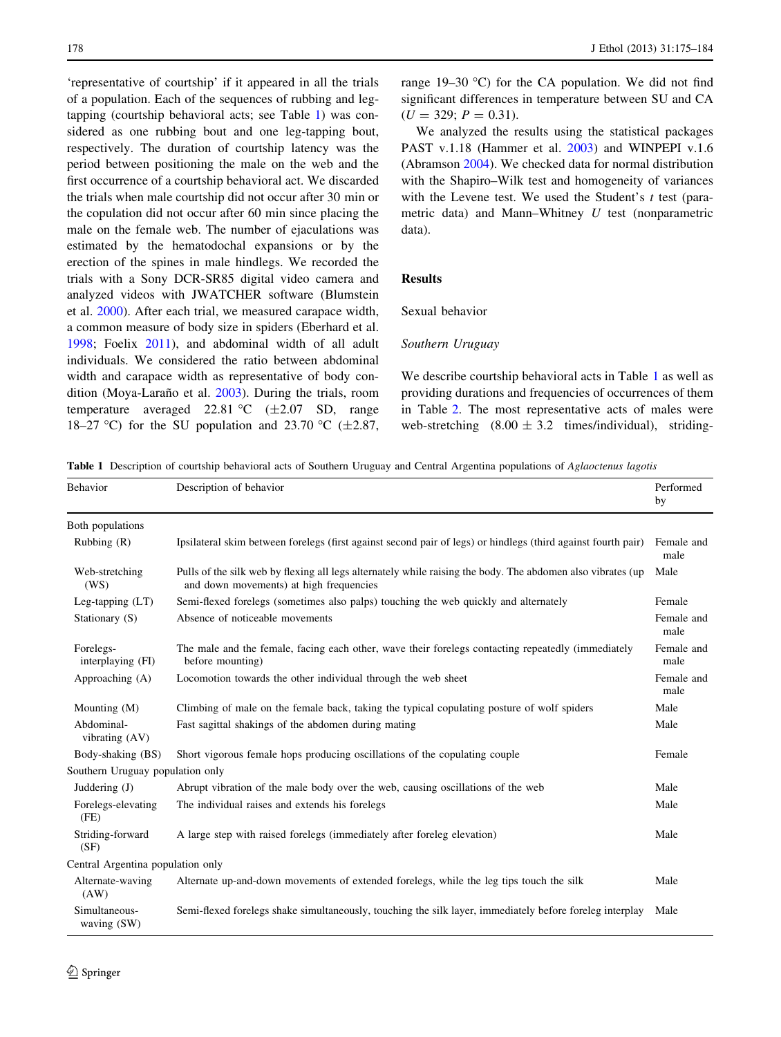'representative of courtship' if it appeared in all the trials of a population. Each of the sequences of rubbing and leg-tapping (courtship behavioral acts; see Table 1) was considered as one rubbing bout and one leg-tapping bout, respectively. The duration of courtship latency was the period between positioning the male on the web and the first occurrence of a courtship behavioral act. We discarded the trials when male courtship did not occur after 30 min or the copulation did not occur after 60 min since placing the male on the female web. The number of ejaculations was estimated by the hematodochal expansions or by the erection of the spines in male hindlegs. We recorded the trials with a Sony DCR-SR85 digital video camera and analyzed videos with JWATCHER software (Blumstein et al. 2000). After each trial, we measured carapace width, a common measure of body size in spiders (Eberhard et al. 1998; Foelix 2011), and abdominal width of all adult individuals. We considered the ratio between abdominal width and carapace width as representative of body condition (Moya-Laraño et al. 2003). During the trials, room temperature averaged 22.81 °C (±2.07 SD, range 18–27 °C) for the SU population and 23.70 °C (±2.87, range 19–30 °C) for the CA population. We did not find significant differences in temperature between SU and CA ($U = 329$; $P = 0.31$).

We analyzed the results using the statistical packages PAST v.1.18 (Hammer et al. 2003) and WINPEPI v.1.6 (Abramson 2004). We checked data for normal distribution with the Shapiro–Wilk test and homogeneity of variances with the Levene test. We used the Student's $t$ test (parametric data) and Mann–Whitney $U$ test (nonparametric data).

## Results

### Sexual behavior

#### *Southern Uruguay*

We describe courtship behavioral acts in Table 1 as well as providing durations and frequencies of occurrences of them in Table 2. The most representative acts of males were web-stretching (8.00 ± 3.2 times/individual), striding-

**Table 1** Description of courtship behavioral acts of Southern Uruguay and Central Argentina populations of *Aglaoctenus lagotis*

| Behavior | Description of behavior | Performed by |
|---|---|---|
| Both populations | | |
| Rubbing (R) | Ipsilateral skim between forelegs (first against second pair of legs) or hindlegs (third against fourth pair) | Female and male |
| Web-stretching (WS) | Pulls of the silk web by flexing all legs alternately while raising the body. The abdomen also vibrates (up and down movements) at high frequencies | Male |
| Leg-tapping (LT) | Semi-flexed forelegs (sometimes also palps) touching the web quickly and alternately | Female |
| Stationary (S) | Absence of noticeable movements | Female and male |
| Forelegs-interplaying (FI) | The male and the female, facing each other, wave their forelegs contacting repeatedly (immediately before mounting) | Female and male |
| Approaching (A) | Locomotion towards the other individual through the web sheet | Female and male |
| Mounting (M) | Climbing of male on the female back, taking the typical copulating posture of wolf spiders | Male |
| Abdominal-vibrating (AV) | Fast sagittal shakings of the abdomen during mating | Male |
| Body-shaking (BS) | Short vigorous female hops producing oscillations of the copulating couple | Female |
| Southern Uruguay population only | | |
| Juddering (J) | Abrupt vibration of the male body over the web, causing oscillations of the web | Male |
| Forelegs-elevating (FE) | The individual raises and extends his forelegs | Male |
| Striding-forward (SF) | A large step with raised forelegs (immediately after foreleg elevation) | Male |
| Central Argentina population only | | |
| Alternate-waving (AW) | Alternate up-and-down movements of extended forelegs, while the leg tips touch the silk | Male |
| Simultaneous-waving (SW) | Semi-flexed forelegs shake simultaneously, touching the silk layer, immediately before foreleg interplay | Male |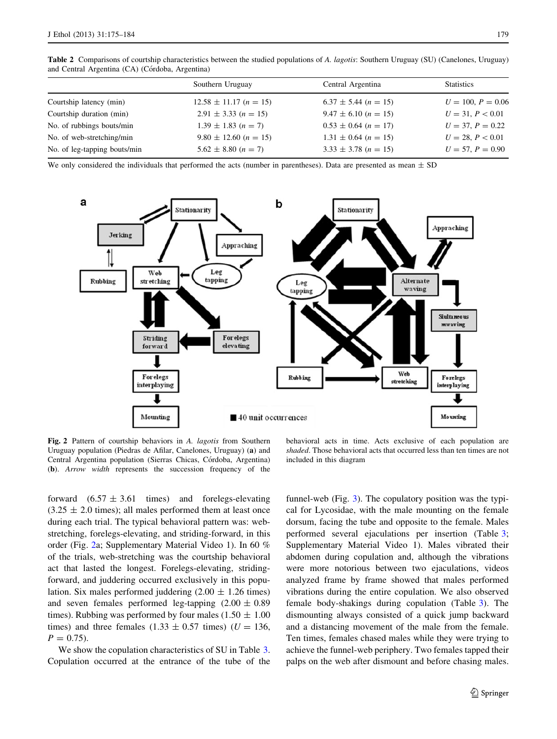**Table 2** Comparisons of courtship characteristics between the studied populations of *A. lagotis*: Southern Uruguay (SU) (Canelones, Uruguay) and Central Argentina (CA) (Córdoba, Argentina)

| | Southern Uruguay | Central Argentina | Statistics |
|---|---|---|---|
| Courtship latency (min) | 12.58 ± 11.17 ($n = 15$) | 6.37 ± 5.44 ($n = 15$) | $U = 100$, $P = 0.06$ |
| Courtship duration (min) | 2.91 ± 3.33 ($n = 15$) | 9.47 ± 6.10 ($n = 15$) | $U = 31$, $P < 0.01$ |
| No. of rubbings bouts/min | 1.39 ± 1.83 ($n = 7$) | 0.53 ± 0.64 ($n = 17$) | $U = 37$, $P = 0.22$ |
| No. of web-stretching/min | 9.80 ± 12.60 ($n = 15$) | 1.31 ± 0.64 ($n = 15$) | $U = 28$, $P < 0.01$ |
| No. of leg-tapping bouts/min | 5.62 ± 8.80 ($n = 7$) | 3.33 ± 3.78 ($n = 15$) | $U = 57$, $P = 0.90$ |

We only considered the individuals that performed the acts (number in parentheses). Data are presented as mean ± SD

**Fig. 2** Pattern of courtship behaviors in *A. lagotis* from Southern Uruguay population (Piedras de Afilar, Canelones, Uruguay) (**a**) and Central Argentina population (Sierras Chicas, Córdoba, Argentina) (**b**). *Arrow width* represents the succession frequency of the behavioral acts in time. Acts exclusive of each population are *shaded*. Those behavioral acts that occurred less than ten times are not included in this diagram

forward (6.57 ± 3.61 times) and forelegs-elevating (3.25 ± 2.0 times); all males performed them at least once during each trial. The typical behavioral pattern was: web-stretching, forelegs-elevating, and striding-forward, in this order (Fig. 2a; Supplementary Material Video 1). In 60 % of the trials, web-stretching was the courtship behavioral act that lasted the longest. Forelegs-elevating, striding-forward, and juddering occurred exclusively in this population. Six males performed juddering (2.00 ± 1.26 times) and seven females performed leg-tapping (2.00 ± 0.89 times). Rubbing was performed by four males (1.50 ± 1.00 times) and three females (1.33 ± 0.57 times) ($U = 136$, $P = 0.75$).

We show the copulation characteristics of SU in Table 3. Copulation occurred at the entrance of the tube of the funnel-web (Fig. 3). The copulatory position was the typical for Lycosidae, with the male mounting on the female dorsum, facing the tube and opposite to the female. Males performed several ejaculations per insertion (Table 3; Supplementary Material Video 1). Males vibrated their abdomen during copulation and, although the vibrations were more notorious between two ejaculations, videos analyzed frame by frame showed that males performed vibrations during the entire copulation. We also observed female body-shakings during copulation (Table 3). The dismounting always consisted of a quick jump backward and a distancing movement of the male from the female. Ten times, females chased males while they were trying to achieve the funnel-web periphery. Two females tapped their palps on the web after dismount and before chasing males.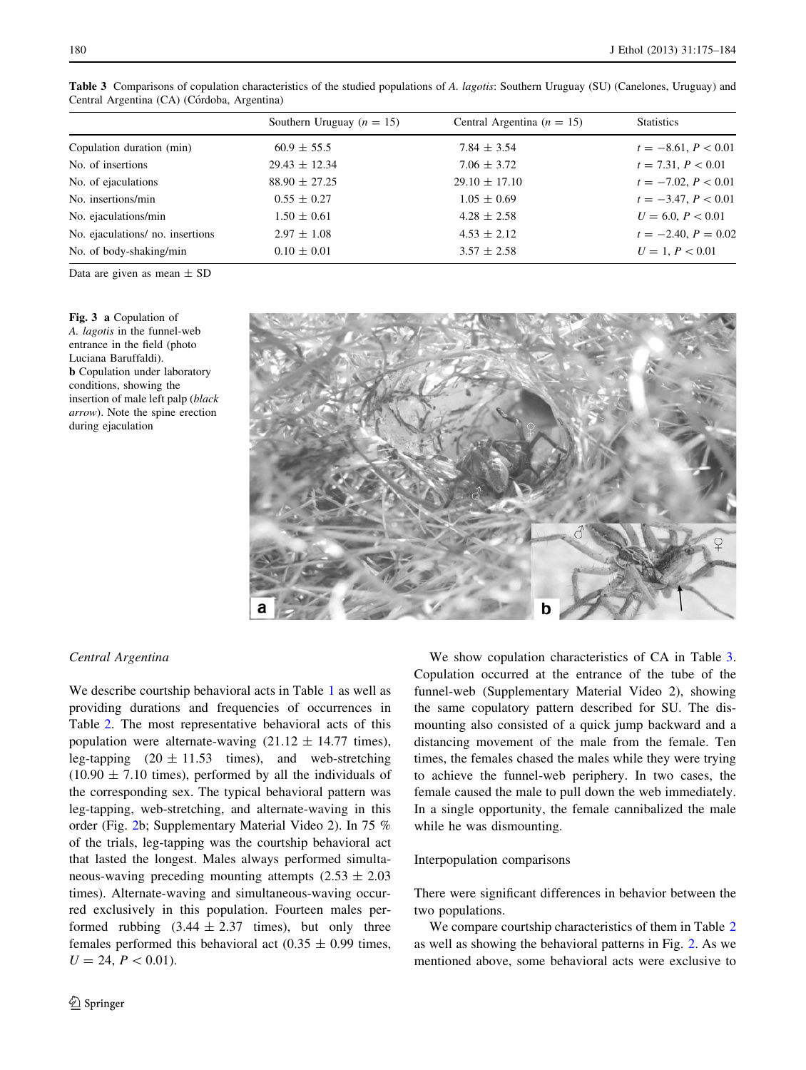**Table 3** Comparisons of copulation characteristics of the studied populations of *A. lagotis*: Southern Uruguay (SU) (Canelones, Uruguay) and Central Argentina (CA) (Córdoba, Argentina)

| | Southern Uruguay ($n = 15$) | Central Argentina ($n = 15$) | Statistics |
|---|---|---|---|
| Copulation duration (min) | 60.9 ± 55.5 | 7.84 ± 3.54 | $t = -8.61$, $P < 0.01$ |
| No. of insertions | 29.43 ± 12.34 | 7.06 ± 3.72 | $t = 7.31$, $P < 0.01$ |
| No. of ejaculations | 88.90 ± 27.25 | 29.10 ± 17.10 | $t = -7.02$, $P < 0.01$ |
| No. insertions/min | 0.55 ± 0.27 | 1.05 ± 0.69 | $t = -3.47$, $P < 0.01$ |
| No. ejaculations/min | 1.50 ± 0.61 | 4.28 ± 2.58 | $U = 6.0$, $P < 0.01$ |
| No. ejaculations/ no. insertions | 2.97 ± 1.08 | 4.53 ± 2.12 | $t = -2.40$, $P = 0.02$ |
| No. of body-shaking/min | 0.10 ± 0.01 | 3.57 ± 2.58 | $U = 1$, $P < 0.01$ |

Data are given as mean ± SD

**Fig. 3** **a** Copulation of *A. lagotis* in the funnel-web entrance in the field (photo Luciana Baruffaldi). **b** Copulation under laboratory conditions, showing the insertion of male left palp (*black arrow*). Note the spine erection during ejaculation

*Central Argentina*

We describe courtship behavioral acts in Table 1 as well as providing durations and frequencies of occurrences in Table 2. The most representative behavioral acts of this population were alternate-waving (21.12 ± 14.77 times), leg-tapping (20 ± 11.53 times), and web-stretching (10.90 ± 7.10 times), performed by all the individuals of the corresponding sex. The typical behavioral pattern was leg-tapping, web-stretching, and alternate-waving in this order (Fig. 2b; Supplementary Material Video 2). In 75 % of the trials, leg-tapping was the courtship behavioral act that lasted the longest. Males always performed simultaneous-waving preceding mounting attempts (2.53 ± 2.03 times). Alternate-waving and simultaneous-waving occurred exclusively in this population. Fourteen males performed rubbing (3.44 ± 2.37 times), but only three females performed this behavioral act (0.35 ± 0.99 times, $U = 24$, $P < 0.01$).

We show copulation characteristics of CA in Table 3. Copulation occurred at the entrance of the tube of the funnel-web (Supplementary Material Video 2), showing the same copulatory pattern described for SU. The dismounting also consisted of a quick jump backward and a distancing movement of the male from the female. Ten times, the females chased the males while they were trying to achieve the funnel-web periphery. In two cases, the female caused the male to pull down the web immediately. In a single opportunity, the female cannibalized the male while he was dismounting.

Interpopulation comparisons

There were significant differences in behavior between the two populations.

We compare courtship characteristics of them in Table 2 as well as showing the behavioral patterns in Fig. 2. As we mentioned above, some behavioral acts were exclusive to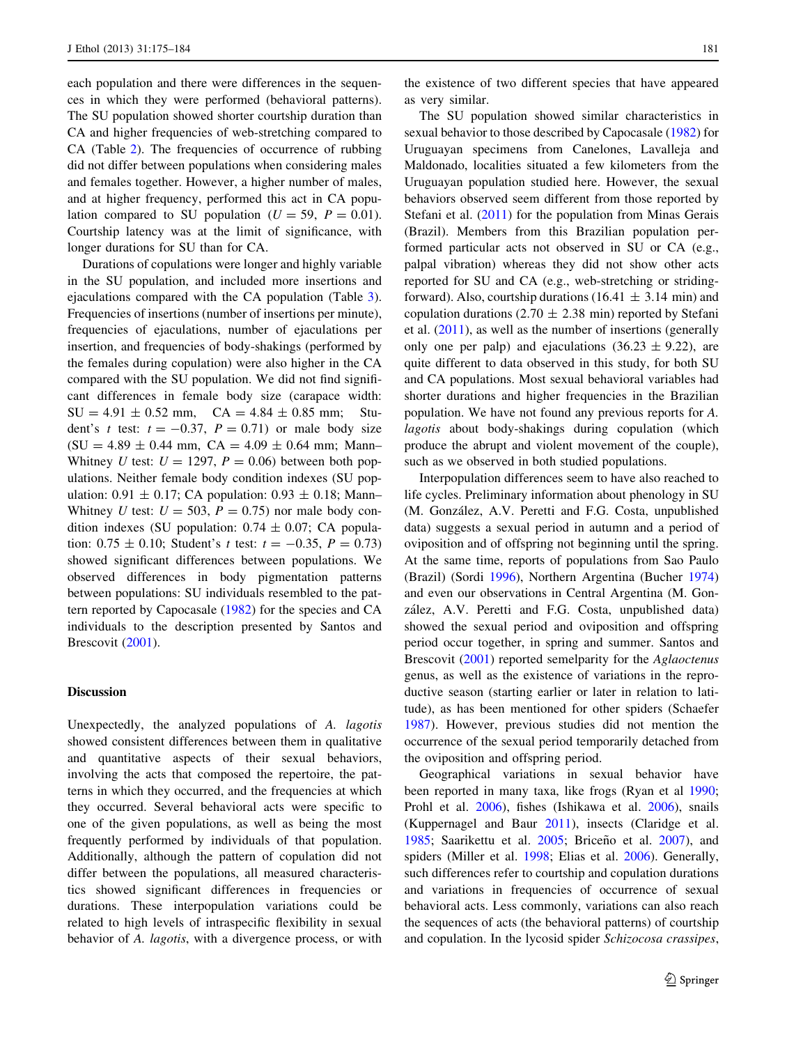each population and there were differences in the sequences in which they were performed (behavioral patterns). The SU population showed shorter courtship duration than CA and higher frequencies of web-stretching compared to CA (Table 2). The frequencies of occurrence of rubbing did not differ between populations when considering males and females together. However, a higher number of males, and at higher frequency, performed this act in CA population compared to SU population ($U = 59$, $P = 0.01$). Courtship latency was at the limit of significance, with longer durations for SU than for CA.

Durations of copulations were longer and highly variable in the SU population, and included more insertions and ejaculations compared with the CA population (Table 3). Frequencies of insertions (number of insertions per minute), frequencies of ejaculations, number of ejaculations per insertion, and frequencies of body-shakings (performed by the females during copulation) were also higher in the CA compared with the SU population. We did not find significant differences in female body size (carapace width: SU = 4.91 ± 0.52 mm, CA = 4.84 ± 0.85 mm; Student's *t* test: $t = -0.37$, $P = 0.71$) or male body size (SU = 4.89 ± 0.44 mm, CA = 4.09 ± 0.64 mm; Mann–Whitney *U* test: $U = 1297$, $P = 0.06$) between both populations. Neither female body condition indexes (SU population: 0.91 ± 0.17; CA population: 0.93 ± 0.18; Mann–Whitney *U* test: $U = 503$, $P = 0.75$) nor male body condition indexes (SU population: 0.74 ± 0.07; CA population: 0.75 ± 0.10; Student's *t* test: $t = -0.35$, $P = 0.73$) showed significant differences between populations. We observed differences in body pigmentation patterns between populations: SU individuals resembled to the pattern reported by Capocasale (1982) for the species and CA individuals to the description presented by Santos and Brescovit (2001).

## Discussion

Unexpectedly, the analyzed populations of *A. lagotis* showed consistent differences between them in qualitative and quantitative aspects of their sexual behaviors, involving the acts that composed the repertoire, the patterns in which they occurred, and the frequencies at which they occurred. Several behavioral acts were specific to one of the given populations, as well as being the most frequently performed by individuals of that population. Additionally, although the pattern of copulation did not differ between the populations, all measured characteristics showed significant differences in frequencies or durations. These interpopulation variations could be related to high levels of intraspecific flexibility in sexual behavior of *A. lagotis*, with a divergence process, or with the existence of two different species that have appeared as very similar.

The SU population showed similar characteristics in sexual behavior to those described by Capocasale (1982) for Uruguayan specimens from Canelones, Lavalleja and Maldonado, localities situated a few kilometers from the Uruguayan population studied here. However, the sexual behaviors observed seem different from those reported by Stefani et al. (2011) for the population from Minas Gerais (Brazil). Members from this Brazilian population performed particular acts not observed in SU or CA (e.g., palpal vibration) whereas they did not show other acts reported for SU and CA (e.g., web-stretching or striding-forward). Also, courtship durations (16.41 ± 3.14 min) and copulation durations (2.70 ± 2.38 min) reported by Stefani et al. (2011), as well as the number of insertions (generally only one per palp) and ejaculations (36.23 ± 9.22), are quite different to data observed in this study, for both SU and CA populations. Most sexual behavioral variables had shorter durations and higher frequencies in the Brazilian population. We have not found any previous reports for *A. lagotis* about body-shakings during copulation (which produce the abrupt and violent movement of the couple), such as we observed in both studied populations.

Interpopulation differences seem to have also reached to life cycles. Preliminary information about phenology in SU (M. González, A.V. Peretti and F.G. Costa, unpublished data) suggests a sexual period in autumn and a period of oviposition and of offspring not beginning until the spring. At the same time, reports of populations from Sao Paulo (Brazil) (Sordi 1996), Northern Argentina (Bucher 1974) and even our observations in Central Argentina (M. González, A.V. Peretti and F.G. Costa, unpublished data) showed the sexual period and oviposition and offspring period occur together, in spring and summer. Santos and Brescovit (2001) reported semelparity for the *Aglaoctenus* genus, as well as the existence of variations in the reproductive season (starting earlier or later in relation to latitude), as has been mentioned for other spiders (Schaefer 1987). However, previous studies did not mention the occurrence of the sexual period temporarily detached from the oviposition and offspring period.

Geographical variations in sexual behavior have been reported in many taxa, like frogs (Ryan et al 1990; Prohl et al. 2006), fishes (Ishikawa et al. 2006), snails (Kuppernagel and Baur 2011), insects (Claridge et al. 1985; Saarikettu et al. 2005; Briceño et al. 2007), and spiders (Miller et al. 1998; Elias et al. 2006). Generally, such differences refer to courtship and copulation durations and variations in frequencies of occurrence of sexual behavioral acts. Less commonly, variations can also reach the sequences of acts (the behavioral patterns) of courtship and copulation. In the lycosid spider *Schizocosa crassipes*,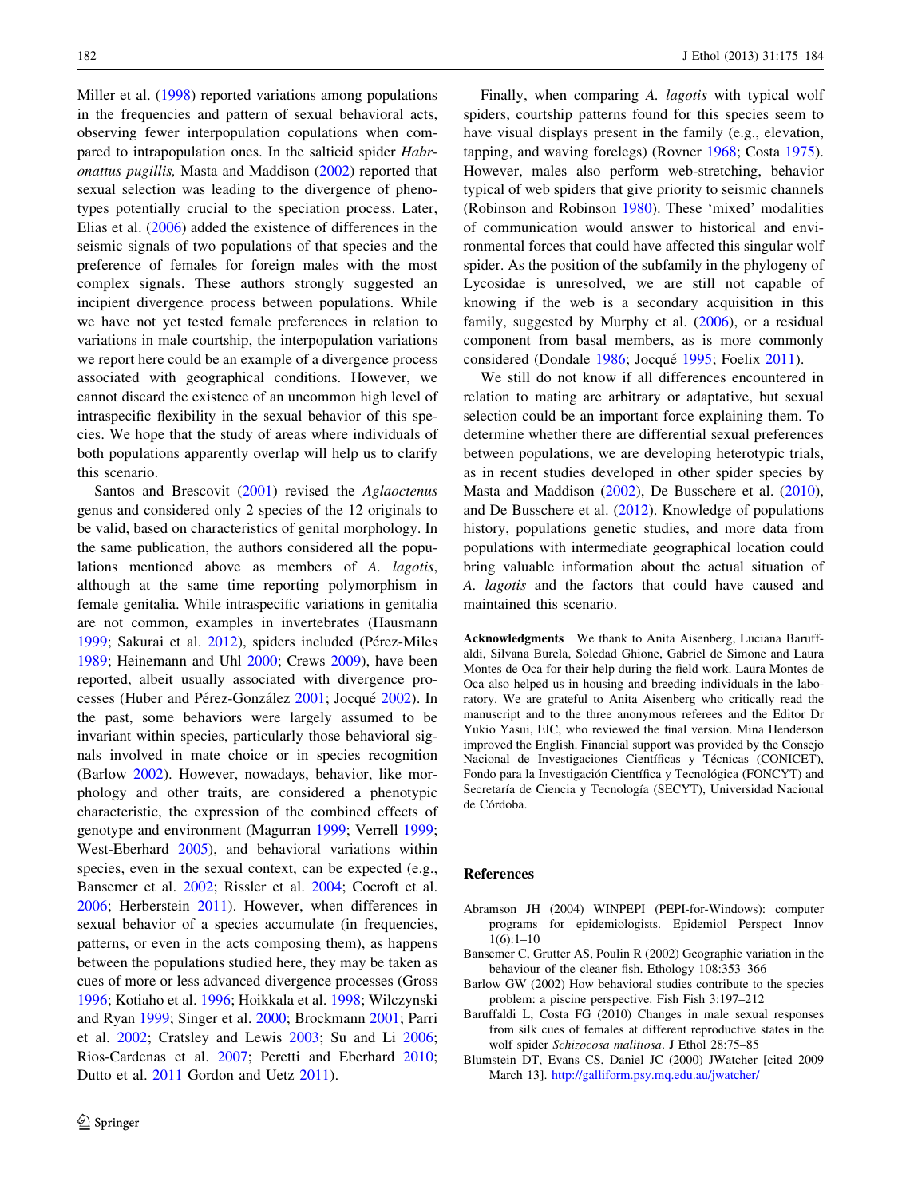Miller et al. (1998) reported variations among populations in the frequencies and pattern of sexual behavioral acts, observing fewer interpopulation copulations when compared to intrapopulation ones. In the salticid spider *Habronattus pugillis,* Masta and Maddison (2002) reported that sexual selection was leading to the divergence of phenotypes potentially crucial to the speciation process. Later, Elias et al. (2006) added the existence of differences in the seismic signals of two populations of that species and the preference of females for foreign males with the most complex signals. These authors strongly suggested an incipient divergence process between populations. While we have not yet tested female preferences in relation to variations in male courtship, the interpopulation variations we report here could be an example of a divergence process associated with geographical conditions. However, we cannot discard the existence of an uncommon high level of intraspecific flexibility in the sexual behavior of this species. We hope that the study of areas where individuals of both populations apparently overlap will help us to clarify this scenario.

Santos and Brescovit (2001) revised the *Aglaoctenus* genus and considered only 2 species of the 12 originals to be valid, based on characteristics of genital morphology. In the same publication, the authors considered all the populations mentioned above as members of *A. lagotis*, although at the same time reporting polymorphism in female genitalia. While intraspecific variations in genitalia are not common, examples in invertebrates (Hausmann 1999; Sakurai et al. 2012), spiders included (Pérez-Miles 1989; Heinemann and Uhl 2000; Crews 2009), have been reported, albeit usually associated with divergence processes (Huber and Pérez-González 2001; Jocqué 2002). In the past, some behaviors were largely assumed to be invariant within species, particularly those behavioral signals involved in mate choice or in species recognition (Barlow 2002). However, nowadays, behavior, like morphology and other traits, are considered a phenotypic characteristic, the expression of the combined effects of genotype and environment (Magurran 1999; Verrell 1999; West-Eberhard 2005), and behavioral variations within species, even in the sexual context, can be expected (e.g., Bansemer et al. 2002; Rissler et al. 2004; Cocroft et al. 2006; Herberstein 2011). However, when differences in sexual behavior of a species accumulate (in frequencies, patterns, or even in the acts composing them), as happens between the populations studied here, they may be taken as cues of more or less advanced divergence processes (Gross 1996; Kotiaho et al. 1996; Hoikkala et al. 1998; Wilczynski and Ryan 1999; Singer et al. 2000; Brockmann 2001; Parri et al. 2002; Cratsley and Lewis 2003; Su and Li 2006; Rios-Cardenas et al. 2007; Peretti and Eberhard 2010; Dutto et al. 2011 Gordon and Uetz 2011).

Finally, when comparing *A. lagotis* with typical wolf spiders, courtship patterns found for this species seem to have visual displays present in the family (e.g., elevation, tapping, and waving forelegs) (Rovner 1968; Costa 1975). However, males also perform web-stretching, behavior typical of web spiders that give priority to seismic channels (Robinson and Robinson 1980). These 'mixed' modalities of communication would answer to historical and environmental forces that could have affected this singular wolf spider. As the position of the subfamily in the phylogeny of Lycosidae is unresolved, we are still not capable of knowing if the web is a secondary acquisition in this family, suggested by Murphy et al. (2006), or a residual component from basal members, as is more commonly considered (Dondale 1986; Jocqué 1995; Foelix 2011).

We still do not know if all differences encountered in relation to mating are arbitrary or adaptative, but sexual selection could be an important force explaining them. To determine whether there are differential sexual preferences between populations, we are developing heterotypic trials, as in recent studies developed in other spider species by Masta and Maddison (2002), De Busschere et al. (2010), and De Busschere et al. (2012). Knowledge of populations history, populations genetic studies, and more data from populations with intermediate geographical location could bring valuable information about the actual situation of *A. lagotis* and the factors that could have caused and maintained this scenario.

**Acknowledgments** We thank to Anita Aisenberg, Luciana Baruffaldi, Silvana Burela, Soledad Ghione, Gabriel de Simone and Laura Montes de Oca for their help during the field work. Laura Montes de Oca also helped us in housing and breeding individuals in the laboratory. We are grateful to Anita Aisenberg who critically read the manuscript and to the three anonymous referees and the Editor Dr Yukio Yasui, EIC, who reviewed the final version. Mina Henderson improved the English. Financial support was provided by the Consejo Nacional de Investigaciones Científicas y Técnicas (CONICET), Fondo para la Investigación Científica y Tecnológica (FONCYT) and Secretaría de Ciencia y Tecnología (SECYT), Universidad Nacional de Córdoba.

## References

Abramson JH (2004) WINPEPI (PEPI-for-Windows): computer programs for epidemiologists. Epidemiol Perspect Innov 1(6):1–10

Bansemer C, Grutter AS, Poulin R (2002) Geographic variation in the behaviour of the cleaner fish. Ethology 108:353–366

Barlow GW (2002) How behavioral studies contribute to the species problem: a piscine perspective. Fish Fish 3:197–212

Baruffaldi L, Costa FG (2010) Changes in male sexual responses from silk cues of females at different reproductive states in the wolf spider *Schizocosa malitiosa*. J Ethol 28:75–85

Blumstein DT, Evans CS, Daniel JC (2000) JWatcher [cited 2009 March 13]. http://galliform.psy.mq.edu.au/jwatcher/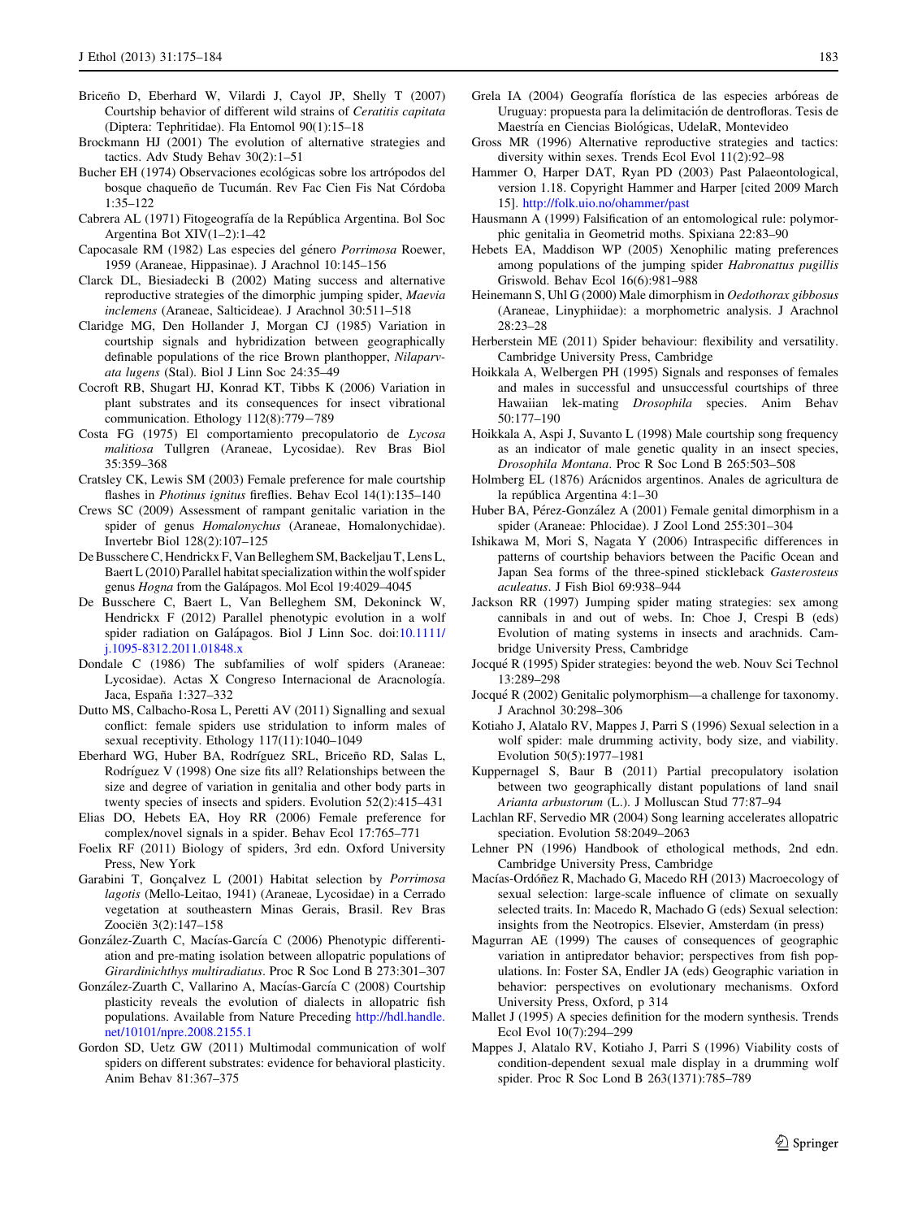Briceño D, Eberhard W, Vilardi J, Cayol JP, Shelly T (2007) Courtship behavior of different wild strains of *Ceratitis capitata* (Diptera: Tephritidae). Fla Entomol 90(1):15–18

Brockmann HJ (2001) The evolution of alternative strategies and tactics. Adv Study Behav 30(2):1–51

Bucher EH (1974) Observaciones ecológicas sobre los artrópodos del bosque chaqueño de Tucumán. Rev Fac Cien Fis Nat Córdoba 1:35–122

Cabrera AL (1971) Fitogeografía de la República Argentina. Bol Soc Argentina Bot XIV(1–2):1–42

Capocasale RM (1982) Las especies del género *Porrimosa* Roewer, 1959 (Araneae, Hippasinae). J Arachnol 10:145–156

Clarck DL, Biesiadecki B (2002) Mating success and alternative reproductive strategies of the dimorphic jumping spider, *Maevia inclemens* (Araneae, Salticideae). J Arachnol 30:511–518

Claridge MG, Den Hollander J, Morgan CJ (1985) Variation in courtship signals and hybridization between geographically definable populations of the rice Brown planthopper, *Nilaparvata lugens* (Stal). Biol J Linn Soc 24:35–49

Cocroft RB, Shugart HJ, Konrad KT, Tibbs K (2006) Variation in plant substrates and its consequences for insect vibrational communication. Ethology 112(8):779–789

Costa FG (1975) El comportamiento precopulatorio de *Lycosa malitiosa* Tullgren (Araneae, Lycosidae). Rev Bras Biol 35:359–368

Cratsley CK, Lewis SM (2003) Female preference for male courtship flashes in *Photinus ignitus* fireflies. Behav Ecol 14(1):135–140

Crews SC (2009) Assessment of rampant genitalic variation in the spider of genus *Homalonychus* (Araneae, Homalonychidae). Invertebr Biol 128(2):107–125

De Busschere C, Hendrickx F, Van Belleghem SM, Backeljau T, Lens L, Baert L (2010) Parallel habitat specialization within the wolf spider genus *Hogna* from the Galápagos. Mol Ecol 19:4029–4045

De Busschere C, Baert L, Van Belleghem SM, Dekoninck W, Hendrickx F (2012) Parallel phenotypic evolution in a wolf spider radiation on Galápagos. Biol J Linn Soc. doi:10.1111/j.1095-8312.2011.01848.x

Dondale C (1986) The subfamilies of wolf spiders (Araneae: Lycosidae). Actas X Congreso Internacional de Aracnología. Jaca, España 1:327–332

Dutto MS, Calbacho-Rosa L, Peretti AV (2011) Signalling and sexual conflict: female spiders use stridulation to inform males of sexual receptivity. Ethology 117(11):1040–1049

Eberhard WG, Huber BA, Rodríguez SRL, Briceño RD, Salas L, Rodríguez V (1998) One size fits all? Relationships between the size and degree of variation in genitalia and other body parts in twenty species of insects and spiders. Evolution 52(2):415–431

Elias DO, Hebets EA, Hoy RR (2006) Female preference for complex/novel signals in a spider. Behav Ecol 17:765–771

Foelix RF (2011) Biology of spiders, 3rd edn. Oxford University Press, New York

Garabini T, Gonçalvez L (2001) Habitat selection by *Porrimosa lagotis* (Mello-Leitao, 1941) (Araneae, Lycosidae) in a Cerrado vegetation at southeastern Minas Gerais, Brasil. Rev Bras Zoociën 3(2):147–158

González-Zuarth C, Macías-García C (2006) Phenotypic differentiation and pre-mating isolation between allopatric populations of *Girardinichthys multiradiatus*. Proc R Soc Lond B 273:301–307

González-Zuarth C, Vallarino A, Macías-García C (2008) Courtship plasticity reveals the evolution of dialects in allopatric fish populations. Available from Nature Preceding http://hdl.handle.net/10101/npre.2008.2155.1

Gordon SD, Uetz GW (2011) Multimodal communication of wolf spiders on different substrates: evidence for behavioral plasticity. Anim Behav 81:367–375

Grela IA (2004) Geografía florística de las especies arbóreas de Uruguay: propuesta para la delimitación de dentrofloras. Tesis de Maestría en Ciencias Biológicas, UdelaR, Montevideo

Gross MR (1996) Alternative reproductive strategies and tactics: diversity within sexes. Trends Ecol Evol 11(2):92–98

Hammer O, Harper DAT, Ryan PD (2003) Past Palaeontological, version 1.18. Copyright Hammer and Harper [cited 2009 March 15]. http://folk.uio.no/ohammer/past

Hausmann A (1999) Falsification of an entomological rule: polymorphic genitalia in Geometrid moths. Spixiana 22:83–90

Hebets EA, Maddison WP (2005) Xenophilic mating preferences among populations of the jumping spider *Habronattus pugillis* Griswold. Behav Ecol 16(6):981–988

Heinemann S, Uhl G (2000) Male dimorphism in *Oedothorax gibbosus* (Araneae, Linyphiidae): a morphometric analysis. J Arachnol 28:23–28

Herberstein ME (2011) Spider behaviour: flexibility and versatility. Cambridge University Press, Cambridge

Hoikkala A, Welbergen PH (1995) Signals and responses of females and males in successful and unsuccessful courtships of three Hawaiian lek-mating *Drosophila* species. Anim Behav 50:177–190

Hoikkala A, Aspi J, Suvanto L (1998) Male courtship song frequency as an indicator of male genetic quality in an insect species, *Drosophila Montana*. Proc R Soc Lond B 265:503–508

Holmberg EL (1876) Arácnidos argentinos. Anales de agricultura de la república Argentina 4:1–30

Huber BA, Pérez-González A (2001) Female genital dimorphism in a spider (Araneae: Phlocidae). J Zool Lond 255:301–304

Ishikawa M, Mori S, Nagata Y (2006) Intraspecific differences in patterns of courtship behaviors between the Pacific Ocean and Japan Sea forms of the three-spined stickleback *Gasterosteus aculeatus*. J Fish Biol 69:938–944

Jackson RR (1997) Jumping spider mating strategies: sex among cannibals in and out of webs. In: Choe J, Crespi B (eds) Evolution of mating systems in insects and arachnids. Cambridge University Press, Cambridge

Jocqué R (1995) Spider strategies: beyond the web. Nouv Sci Technol 13:289–298

Jocqué R (2002) Genitalic polymorphism—a challenge for taxonomy. J Arachnol 30:298–306

Kotiaho J, Alatalo RV, Mappes J, Parri S (1996) Sexual selection in a wolf spider: male drumming activity, body size, and viability. Evolution 50(5):1977–1981

Kuppernagel S, Baur B (2011) Partial precopulatory isolation between two geographically distant populations of land snail *Arianta arbustorum* (L.). J Molluscan Stud 77:87–94

Lachlan RF, Servedio MR (2004) Song learning accelerates allopatric speciation. Evolution 58:2049–2063

Lehner PN (1996) Handbook of ethological methods, 2nd edn. Cambridge University Press, Cambridge

Macías-Ordóñez R, Machado G, Macedo RH (2013) Macroecology of sexual selection: large-scale influence of climate on sexually selected traits. In: Macedo R, Machado G (eds) Sexual selection: insights from the Neotropics. Elsevier, Amsterdam (in press)

Magurran AE (1999) The causes of consequences of geographic variation in antipredator behavior; perspectives from fish populations. In: Foster SA, Endler JA (eds) Geographic variation in behavior: perspectives on evolutionary mechanisms. Oxford University Press, Oxford, p 314

Mallet J (1995) A species definition for the modern synthesis. Trends Ecol Evol 10(7):294–299

Mappes J, Alatalo RV, Kotiaho J, Parri S (1996) Viability costs of condition-dependent sexual male display in a drumming wolf spider. Proc R Soc Lond B 263(1371):785–789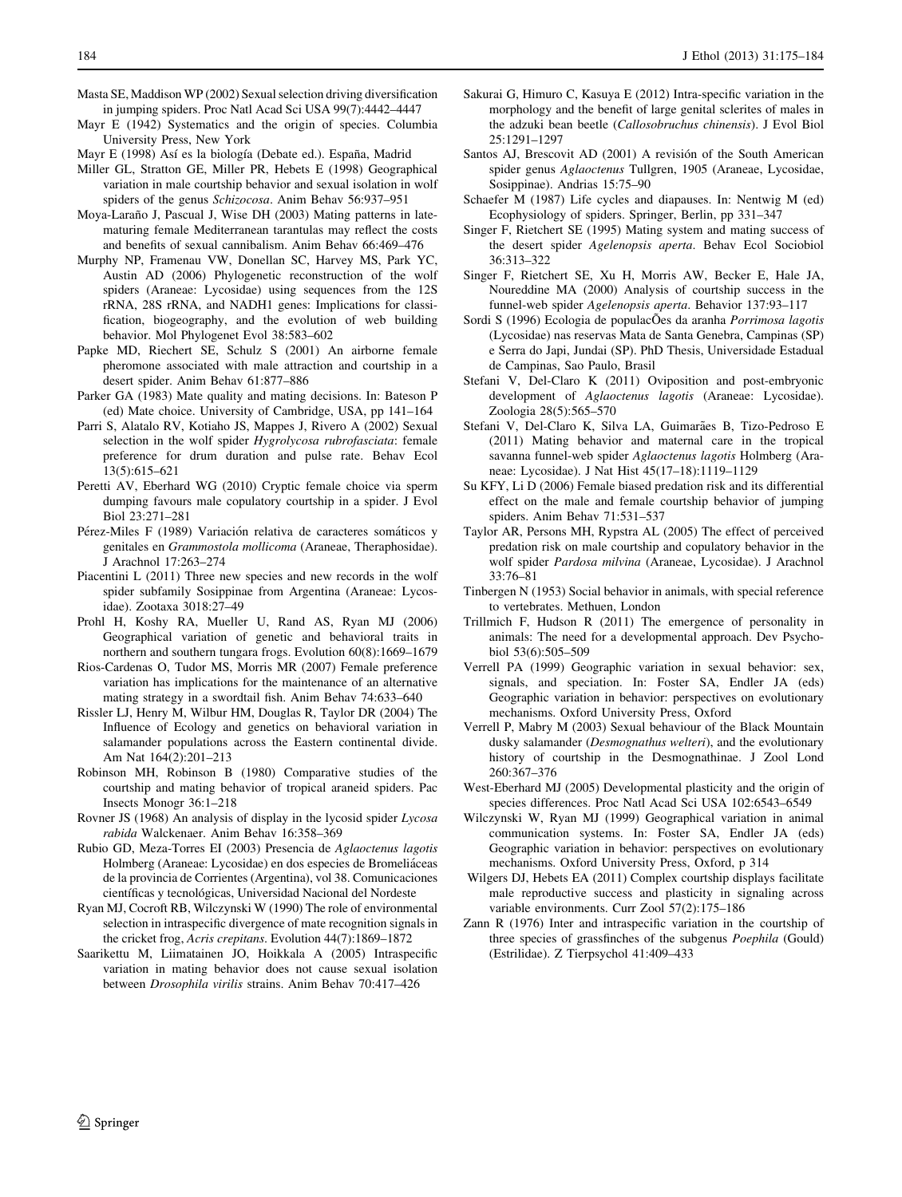Masta SE, Maddison WP (2002) Sexual selection driving diversification in jumping spiders. Proc Natl Acad Sci USA 99(7):4442–4447

Mayr E (1942) Systematics and the origin of species. Columbia University Press, New York

Mayr E (1998) Así es la biología (Debate ed.). España, Madrid

Miller GL, Stratton GE, Miller PR, Hebets E (1998) Geographical variation in male courtship behavior and sexual isolation in wolf spiders of the genus *Schizocosa*. Anim Behav 56:937–951

Moya-Laraño J, Pascual J, Wise DH (2003) Mating patterns in late-maturing female Mediterranean tarantulas may reflect the costs and benefits of sexual cannibalism. Anim Behav 66:469–476

Murphy NP, Framenau VW, Donellan SC, Harvey MS, Park YC, Austin AD (2006) Phylogenetic reconstruction of the wolf spiders (Araneae: Lycosidae) using sequences from the 12S rRNA, 28S rRNA, and NADH1 genes: Implications for classification, biogeography, and the evolution of web building behavior. Mol Phylogenet Evol 38:583–602

Papke MD, Riechert SE, Schulz S (2001) An airborne female pheromone associated with male attraction and courtship in a desert spider. Anim Behav 61:877–886

Parker GA (1983) Mate quality and mating decisions. In: Bateson P (ed) Mate choice. University of Cambridge, USA, pp 141–164

Parri S, Alatalo RV, Kotiaho JS, Mappes J, Rivero A (2002) Sexual selection in the wolf spider *Hygrolycosa rubrofasciata*: female preference for drum duration and pulse rate. Behav Ecol 13(5):615–621

Peretti AV, Eberhard WG (2010) Cryptic female choice via sperm dumping favours male copulatory courtship in a spider. J Evol Biol 23:271–281

Pérez-Miles F (1989) Variación relativa de caracteres somáticos y genitales en *Grammostola mollicoma* (Araneae, Theraphosidae). J Arachnol 17:263–274

Piacentini L (2011) Three new species and new records in the wolf spider subfamily Sosippinae from Argentina (Araneae: Lycosidae). Zootaxa 3018:27–49

Prohl H, Koshy RA, Mueller U, Rand AS, Ryan MJ (2006) Geographical variation of genetic and behavioral traits in northern and southern tungara frogs. Evolution 60(8):1669–1679

Rios-Cardenas O, Tudor MS, Morris MR (2007) Female preference variation has implications for the maintenance of an alternative mating strategy in a swordtail fish. Anim Behav 74:633–640

Rissler LJ, Henry M, Wilbur HM, Douglas R, Taylor DR (2004) The Influence of Ecology and genetics on behavioral variation in salamander populations across the Eastern continental divide. Am Nat 164(2):201–213

Robinson MH, Robinson B (1980) Comparative studies of the courtship and mating behavior of tropical araneid spiders. Pac Insects Monogr 36:1–218

Rovner JS (1968) An analysis of display in the lycosid spider *Lycosa rabida* Walckenaer. Anim Behav 16:358–369

Rubio GD, Meza-Torres EI (2003) Presencia de *Aglaoctenus lagotis* Holmberg (Araneae: Lycosidae) en dos especies de Bromeliáceas de la provincia de Corrientes (Argentina), vol 38. Comunicaciones científicas y tecnológicas, Universidad Nacional del Nordeste

Ryan MJ, Cocroft RB, Wilczynski W (1990) The role of environmental selection in intraspecific divergence of mate recognition signals in the cricket frog, *Acris crepitans*. Evolution 44(7):1869–1872

Saarikettu M, Liimatainen JO, Hoikkala A (2005) Intraspecific variation in mating behavior does not cause sexual isolation between *Drosophila virilis* strains. Anim Behav 70:417–426

Sakurai G, Himuro C, Kasuya E (2012) Intra-specific variation in the morphology and the benefit of large genital sclerites of males in the adzuki bean beetle (*Callosobruchus chinensis*). J Evol Biol 25:1291–1297

Santos AJ, Brescovit AD (2001) A revisión of the South American spider genus *Aglaoctenus* Tullgren, 1905 (Araneae, Lycosidae, Sosippinae). Andrias 15:75–90

Schaefer M (1987) Life cycles and diapauses. In: Nentwig M (ed) Ecophysiology of spiders. Springer, Berlin, pp 331–347

Singer F, Rietchert SE (1995) Mating system and mating success of the desert spider *Agelenopsis aperta*. Behav Ecol Sociobiol 36:313–322

Singer F, Rietchert SE, Xu H, Morris AW, Becker E, Hale JA, Noureddine MA (2000) Analysis of courtship success in the funnel-web spider *Agelenopsis aperta*. Behavior 137:93–117

Sordi S (1996) Ecologia de populacÕes da aranha *Porrimosa lagotis* (Lycosidae) nas reservas Mata de Santa Genebra, Campinas (SP) e Serra do Japi, Jundai (SP). PhD Thesis, Universidade Estadual de Campinas, Sao Paulo, Brasil

Stefani V, Del-Claro K (2011) Oviposition and post-embryonic development of *Aglaoctenus lagotis* (Araneae: Lycosidae). Zoologia 28(5):565–570

Stefani V, Del-Claro K, Silva LA, Guimarães B, Tizo-Pedroso E (2011) Mating behavior and maternal care in the tropical savanna funnel-web spider *Aglaoctenus lagotis* Holmberg (Araneae: Lycosidae). J Nat Hist 45(17–18):1119–1129

Su KFY, Li D (2006) Female biased predation risk and its differential effect on the male and female courtship behavior of jumping spiders. Anim Behav 71:531–537

Taylor AR, Persons MH, Rypstra AL (2005) The effect of perceived predation risk on male courtship and copulatory behavior in the wolf spider *Pardosa milvina* (Araneae, Lycosidae). J Arachnol 33:76–81

Tinbergen N (1953) Social behavior in animals, with special reference to vertebrates. Methuen, London

Trillmich F, Hudson R (2011) The emergence of personality in animals: The need for a developmental approach. Dev Psychobiol 53(6):505–509

Verrell PA (1999) Geographic variation in sexual behavior: sex, signals, and speciation. In: Foster SA, Endler JA (eds) Geographic variation in behavior: perspectives on evolutionary mechanisms. Oxford University Press, Oxford

Verrell P, Mabry M (2003) Sexual behaviour of the Black Mountain dusky salamander (*Desmognathus welteri*), and the evolutionary history of courtship in the Desmognathinae. J Zool Lond 260:367–376

West-Eberhard MJ (2005) Developmental plasticity and the origin of species differences. Proc Natl Acad Sci USA 102:6543–6549

Wilczynski W, Ryan MJ (1999) Geographical variation in animal communication systems. In: Foster SA, Endler JA (eds) Geographic variation in behavior: perspectives on evolutionary mechanisms. Oxford University Press, Oxford, p 314

Wilgers DJ, Hebets EA (2011) Complex courtship displays facilitate male reproductive success and plasticity in signaling across variable environments. Curr Zool 57(2):175–186

Zann R (1976) Inter and intraspecific variation in the courtship of three species of grassfinches of the subgenus *Poephila* (Gould) (Estrilidae). Z Tierpsychol 41:409–433